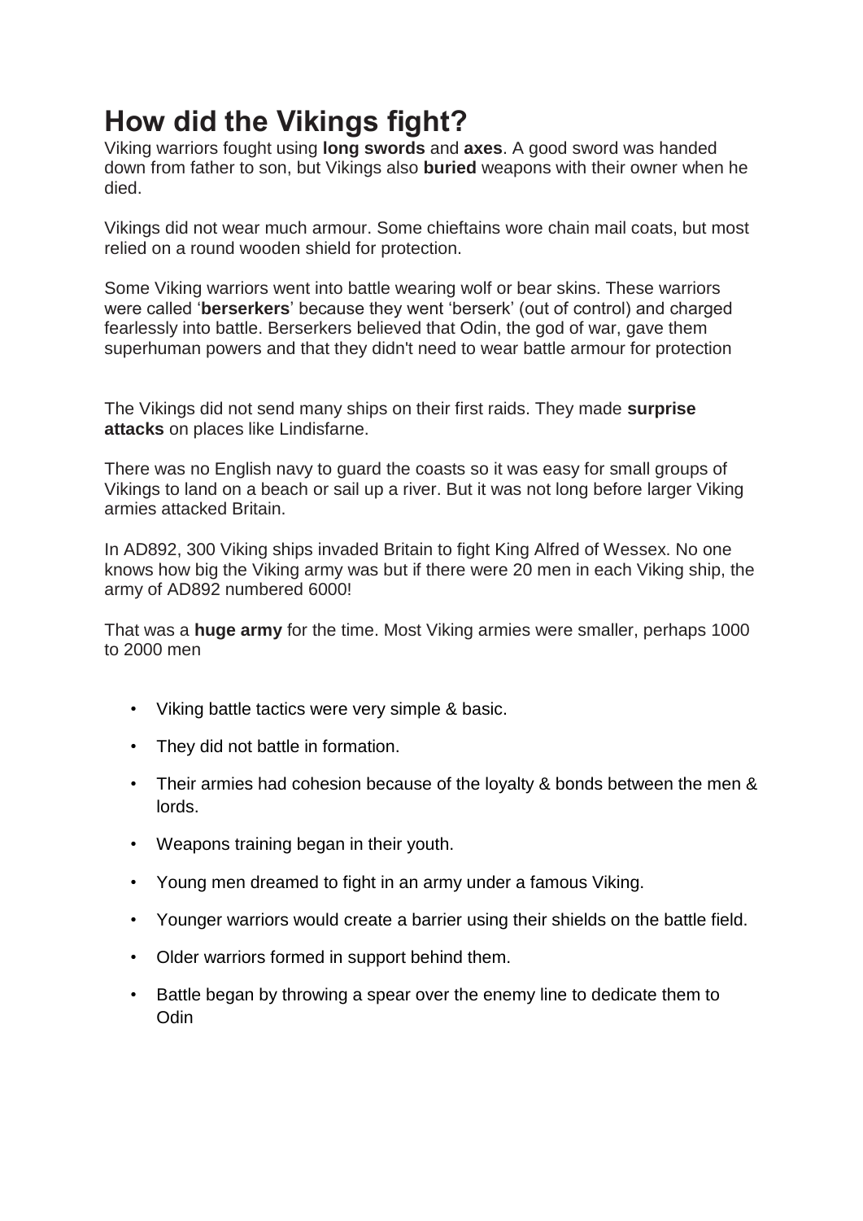# How did the Vikings fight?

Viking warriors fought using **long swords** and **axes**. A good sword was handed down from father to son, but Vikings also **buried** weapons with their owner when he died.

Vikings did not wear much armour. Some chieftains wore chain mail coats, but most relied on a round wooden shield for protection.

Some Viking warriors went into battle wearing wolf or bear skins. These warriors were called '**berserkers**' because they went 'berserk' (out of control) and charged fearlessly into battle. Berserkers believed that Odin, the god of war, gave them superhuman powers and that they didn't need to wear battle armour for protection

The Vikings did not send many ships on their first raids. They made **surprise attacks** on places like Lindisfarne.

There was no English navy to guard the coasts so it was easy for small groups of Vikings to land on a beach or sail up a river. But it was not long before larger Viking armies attacked Britain.

In AD892, 300 Viking ships invaded Britain to fight King Alfred of Wessex. No one knows how big the Viking army was but if there were 20 men in each Viking ship, the army of AD892 numbered 6000!

That was a **huge army** for the time. Most Viking armies were smaller, perhaps 1000 to 2000 men

- Viking battle tactics were very simple & basic.
- They did not battle in formation.
- Their armies had cohesion because of the loyalty & bonds between the men & lords.
- Weapons training began in their youth.
- Young men dreamed to fight in an army under a famous Viking.
- Younger warriors would create a barrier using their shields on the battle field.
- Older warriors formed in support behind them.
- Battle began by throwing a spear over the enemy line to dedicate them to Odin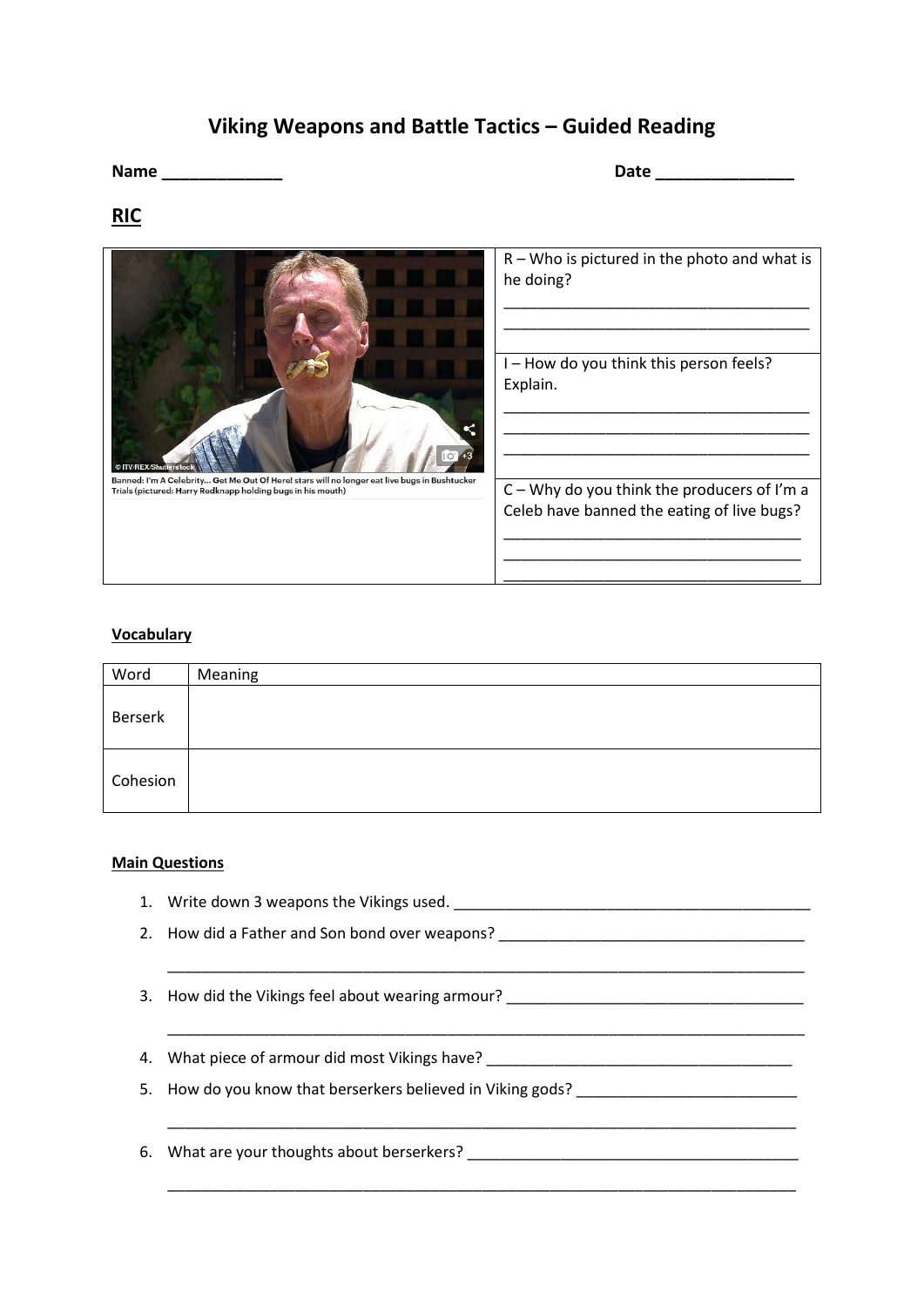# Viking Weapons and Battle Tactics – Guided Reading

**Name** _____________ **Date** _______________

## RIC

| | |
|---|---|
| © ITV/REX/Shutterstock<br>Banned: I'm A Celebrity... Get Me Out Of Here! stars will no longer eat live bugs in Bushtucker Trials (pictured: Harry Redknapp holding bugs in his mouth) | R – Who is pictured in the photo and what is he doing?<br>_____________________________________<br>_____________________________________ |
| | I – How do you think this person feels? Explain.<br>_____________________________________<br>_____________________________________<br>_____________________________________ |
| | C – Why do you think the producers of I'm a Celeb have banned the eating of live bugs?<br>___________________________________<br>___________________________________<br>___________________________________ |

### Vocabulary

| Word | Meaning |
|---|---|
| Berserk | |
| Cohesion | |

### Main Questions

1. Write down 3 weapons the Vikings used. ___________________________________________
2. How did a Father and Son bond over weapons? _____________________________________
   ___________________________________________________________________________
3. How did the Vikings feel about wearing armour? ____________________________________
   ___________________________________________________________________________
4. What piece of armour did most Vikings have? ______________________________________
5. How do you know that berserkers believed in Viking gods? __________________________
   ___________________________________________________________________________
6. What are your thoughts about berserkers? _________________________________________
   ___________________________________________________________________________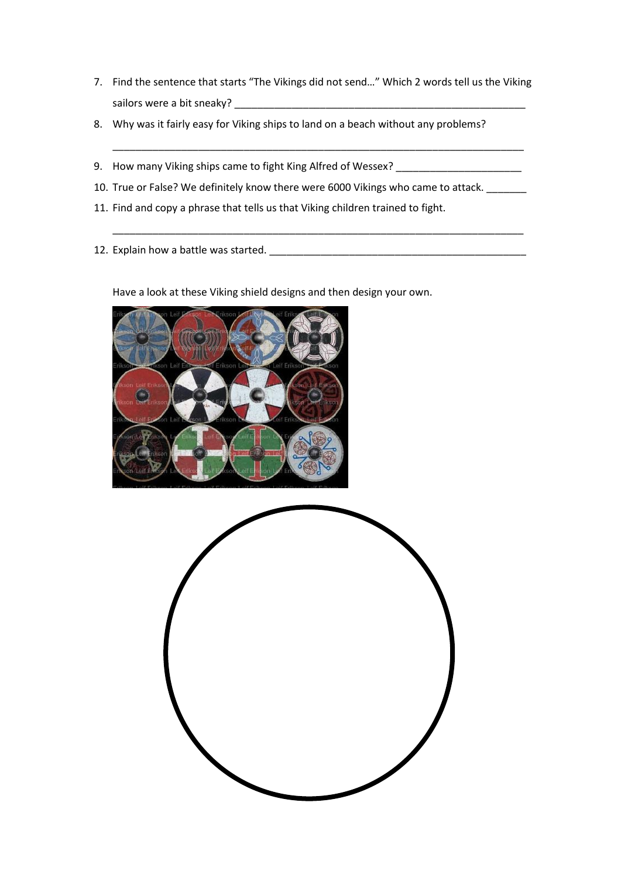7. Find the sentence that starts "The Vikings did not send…" Which 2 words tell us the Viking sailors were a bit sneaky? ___________________________________________________

8. Why was it fairly easy for Viking ships to land on a beach without any problems?

   ___________________________________________________________________________

9. How many Viking ships came to fight King Alfred of Wessex? ______________________

10. True or False? We definitely know there were 6000 Vikings who came to attack. _______

11. Find and copy a phrase that tells us that Viking children trained to fight.

    ___________________________________________________________________________

12. Explain how a battle was started. ______________________________________________

Have a look at these Viking shield designs and then design your own.